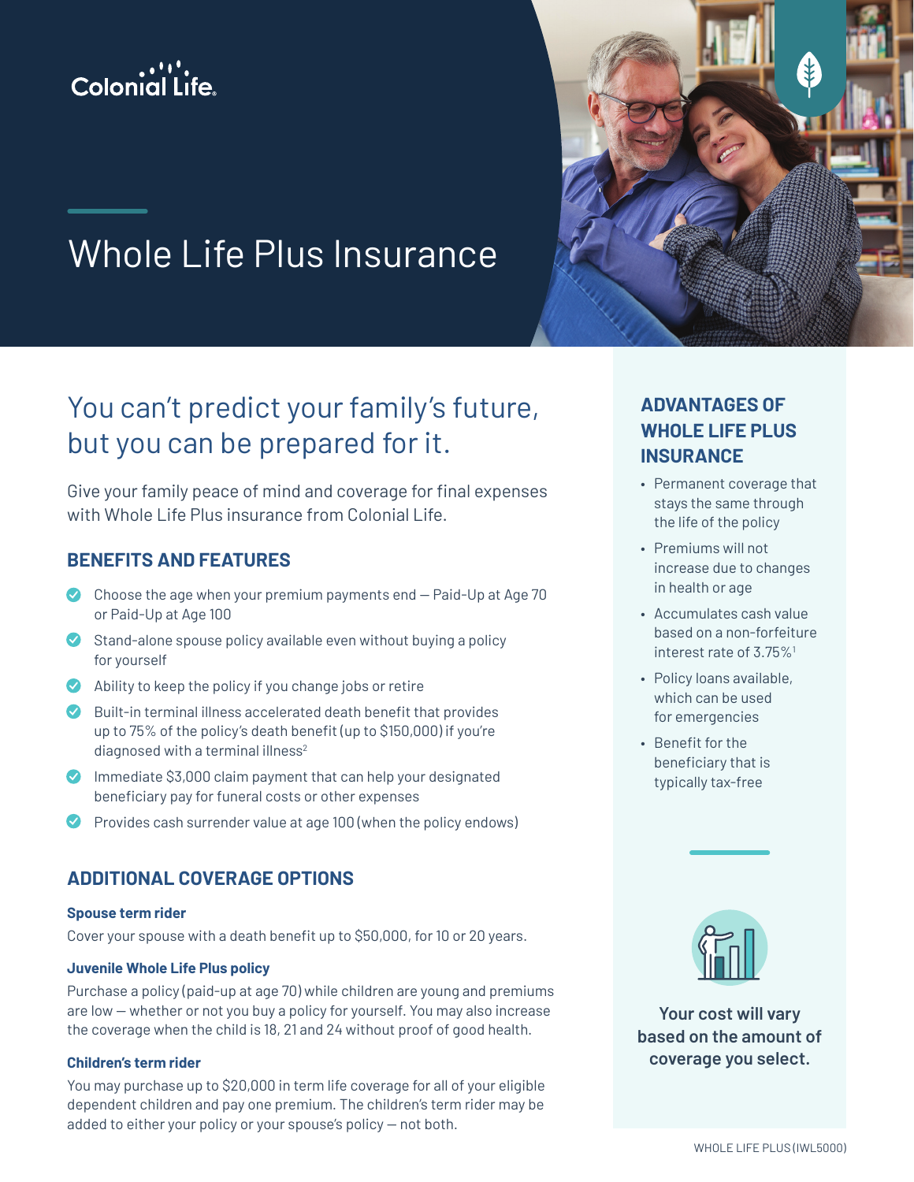Colonial Life

# Whole Life Plus Insurance

## You can't predict your family's future, but you can be prepared for it.

Give your family peace of mind and coverage for final expenses with Whole Life Plus insurance from Colonial Life.

### BENEFITS AND FEATURES

- Choose the age when your premium payments end — Paid-Up at Age 70 or Paid-Up at Age 100
- Stand-alone spouse policy available even without buying a policy for yourself
- Ability to keep the policy if you change jobs or retire
- Built-in terminal illness accelerated death benefit that provides up to 75% of the policy's death benefit (up to $150,000) if you're diagnosed with a terminal illness[2]
- Immediate $3,000 claim payment that can help your designated beneficiary pay for funeral costs or other expenses
- Provides cash surrender value at age 100 (when the policy endows)

### ADDITIONAL COVERAGE OPTIONS

**Spouse term rider**

Cover your spouse with a death benefit up to $50,000, for 10 or 20 years.

**Juvenile Whole Life Plus policy**

Purchase a policy (paid-up at age 70) while children are young and premiums are low — whether or not you buy a policy for yourself. You may also increase the coverage when the child is 18, 21 and 24 without proof of good health.

**Children's term rider**

You may purchase up to $20,000 in term life coverage for all of your eligible dependent children and pay one premium. The children's term rider may be added to either your policy or your spouse's policy — not both.

### ADVANTAGES OF WHOLE LIFE PLUS INSURANCE

- Permanent coverage that stays the same through the life of the policy
- Premiums will not increase due to changes in health or age
- Accumulates cash value based on a non-forfeiture interest rate of 3.75%[1]
- Policy loans available, which can be used for emergencies
- Benefit for the beneficiary that is typically tax-free

**Your cost will vary based on the amount of coverage you select.**

WHOLE LIFE PLUS (IWL5000)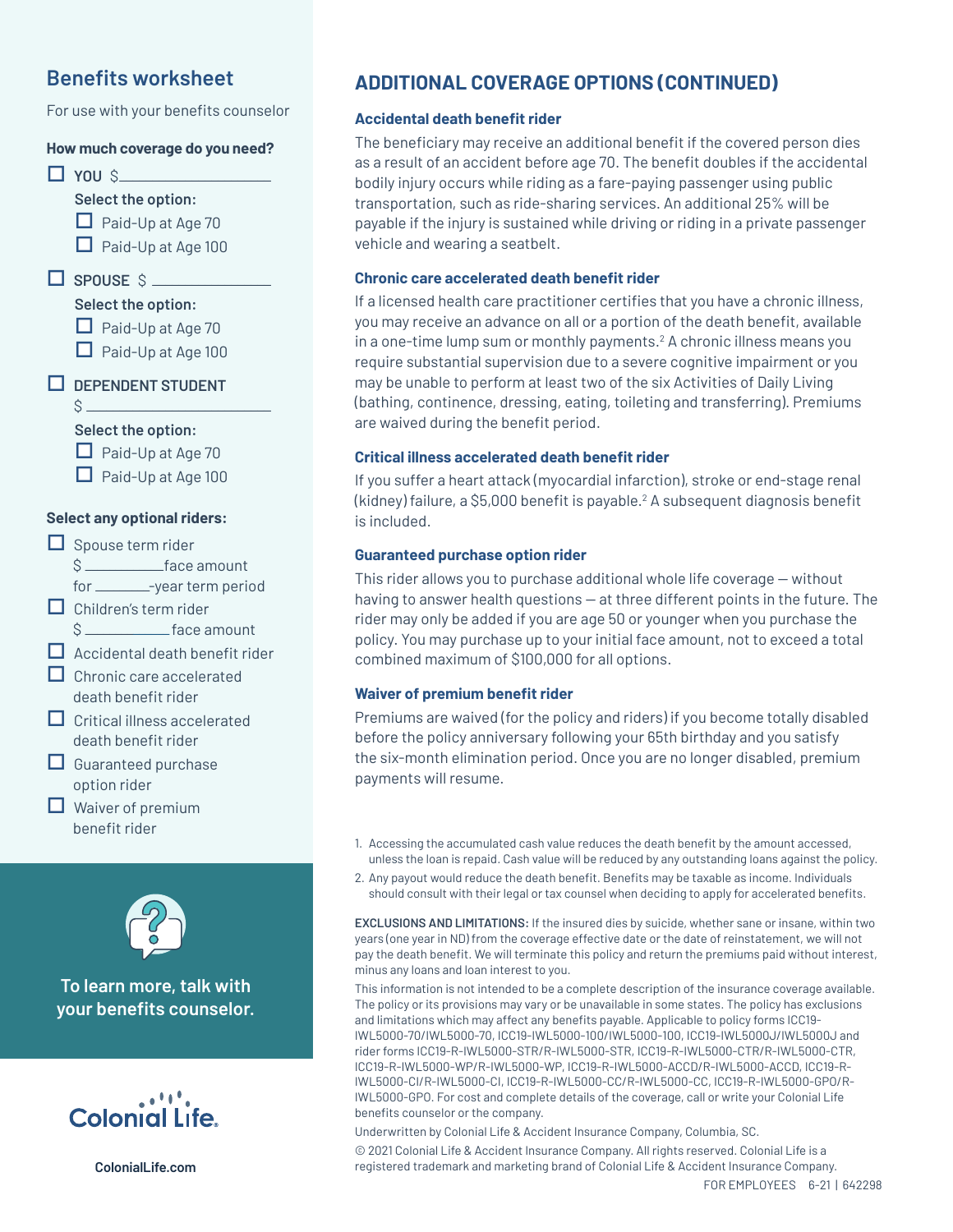## Benefits worksheet

For use with your benefits counselor

**How how much coverage do you need?**

- ☐ **YOU** $\_\_\_\_\_\_\_\_\_\_\_\_
  - Select the option:
    - ☐ Paid-Up at Age 70
    - ☐ Paid-Up at Age 100
- ☐ **SPOUSE** $\_\_\_\_\_\_\_\_\_\_\_\_
  - Select the option:
    - ☐ Paid-Up at Age 70
    - ☐ Paid-Up at Age 100
- ☐ **DEPENDENT STUDENT** $\_\_\_\_\_\_\_\_\_\_\_\_
  - Select the option:
    - ☐ Paid-Up at Age 70
    - ☐ Paid-Up at Age 100

**Select any optional riders:**

- ☐ Spouse term rider $\_\_\_\_\_\_\_\_ face amount for \_\_\_\_\_\_-year term period
- ☐ Children's term rider $\_\_\_\_\_\_\_\_ face amount
- ☐ Accidental death benefit rider
- ☐ Chronic care accelerated death benefit rider
- ☐ Critical illness accelerated death benefit rider
- ☐ Guaranteed purchase option rider
- ☐ Waiver of premium benefit rider

**To learn more, talk with your benefits counselor.**

Colonial Life

ColonialLife.com

## ADDITIONAL COVERAGE OPTIONS (CONTINUED)

### Accidental death benefit rider

The beneficiary may receive an additional benefit if the covered person dies as a result of an accident before age 70. The benefit doubles if the accidental bodily injury occurs while riding as a fare-paying passenger using public transportation, such as ride-sharing services. An additional 25% will be payable if the injury is sustained while driving or riding in a private passenger vehicle and wearing a seatbelt.

### Chronic care accelerated death benefit rider

If a licensed health care practitioner certifies that you have a chronic illness, you may receive an advance on all or a portion of the death benefit, available in a one-time lump sum or monthly payments.[2] A chronic illness means you require substantial supervision due to a severe cognitive impairment or you may be unable to perform at least two of the six Activities of Daily Living (bathing, continence, dressing, eating, toileting and transferring). Premiums are waived during the benefit period.

### Critical illness accelerated death benefit rider

If you suffer a heart attack (myocardial infarction), stroke or end-stage renal (kidney) failure, a $5,000 benefit is payable.[2] A subsequent diagnosis benefit is included.

### Guaranteed purchase option rider

This rider allows you to purchase additional whole life coverage — without having to answer health questions — at three different points in the future. The rider may only be added if you are age 50 or younger when you purchase the policy. You may purchase up to your initial face amount, not to exceed a total combined maximum of $100,000 for all options.

### Waiver of premium benefit rider

Premiums are waived (for the policy and riders) if you become totally disabled before the policy anniversary following your 65th birthday and you satisfy the six-month elimination period. Once you are no longer disabled, premium payments will resume.

1. Accessing the accumulated cash value reduces the death benefit by the amount accessed, unless the loan is repaid. Cash value will be reduced by any outstanding loans against the policy.
2. Any payout would reduce the death benefit. Benefits may be taxable as income. Individuals should consult with their legal or tax counsel when deciding to apply for accelerated benefits.

**EXCLUSIONS AND LIMITATIONS:** If the insured dies by suicide, whether sane or insane, within two years (one year in ND) from the coverage effective date or the date of reinstatement, we will not pay the death benefit. We will terminate this policy and return the premiums paid without interest, minus any loans and loan interest to you.

This information is not intended to be a complete description of the insurance coverage available. The policy or its provisions may vary or be unavailable in some states. The policy has exclusions and limitations which may affect any benefits payable. Applicable to policy forms ICC19-IWL5000-70/IWL5000-70, ICC19-IWL5000-100/IWL5000-100, ICC19-IWL5000J/IWL5000J and rider forms ICC19-R-IWL5000-STR/R-IWL5000-STR, ICC19-R-IWL5000-CTR/R-IWL5000-CTR, ICC19-R-IWL5000-WP/R-IWL5000-WP, ICC19-R-IWL5000-ACCD/R-IWL5000-ACCD, ICC19-R-IWL5000-CI/R-IWL5000-CI, ICC19-R-IWL5000-CC/R-IWL5000-CC, ICC19-R-IWL5000-GPO/R-IWL5000-GPO. For cost and complete details of the coverage, call or write your Colonial Life benefits counselor or the company.

Underwritten by Colonial Life & Accident Insurance Company, Columbia, SC.

© 2021 Colonial Life & Accident Insurance Company. All rights reserved. Colonial Life is a registered trademark and marketing brand of Colonial Life & Accident Insurance Company.

FOR EMPLOYEES 6-21 | 642298